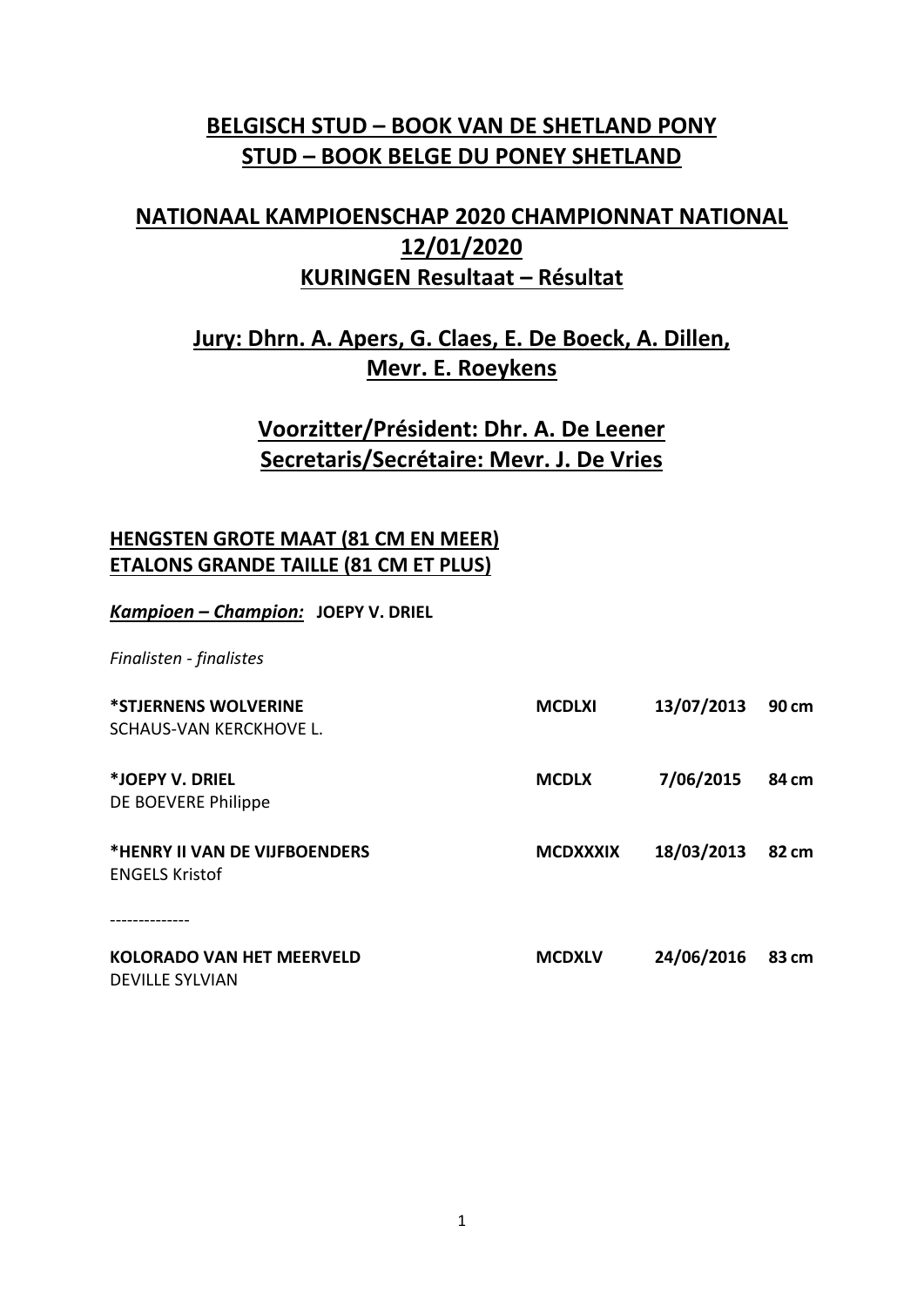# BELGISCH STUD – BOOK VAN DE SHETLAND PONY
# STUD – BOOK BELGE DU PONEY SHETLAND

## NATIONAAL KAMPIOENSCHAP 2020 CHAMPIONNAT NATIONAL
## 12/01/2020
## KURINGEN Resultaat – Résultat

## Jury: Dhrn. A. Apers, G. Claes, E. De Boeck, A. Dillen, Mevr. E. Roeykens

## Voorzitter/Président: Dhr. A. De Leener
## Secretaris/Secrétaire: Mevr. J. De Vries

### HENGSTEN GROTE MAAT (81 CM EN MEER)
### ETALONS GRANDE TAILLE (81 CM ET PLUS)

***Kampioen – Champion:*** **JOEPY V. DRIEL**

*Finalisten - finalistes*

| | | | |
|---|---|---|---|
| **\*STJERNENS WOLVERINE**<br>SCHAUS-VAN KERCKHOVE L. | **MCDLXI** | **13/07/2013** | **90 cm** |
| **\*JOEPY V. DRIEL**<br>DE BOEVERE Philippe | **MCDLX** | **7/06/2015** | **84 cm** |
| **\*HENRY II VAN DE VIJFBOENDERS**<br>ENGELS Kristof | **MCDXXXIX** | **18/03/2013** | **82 cm** |

-------------

| | | | |
|---|---|---|---|
| **KOLORADO VAN HET MEERVELD**<br>DEVILLE SYLVIAN | **MCDXLV** | **24/06/2016** | **83 cm** |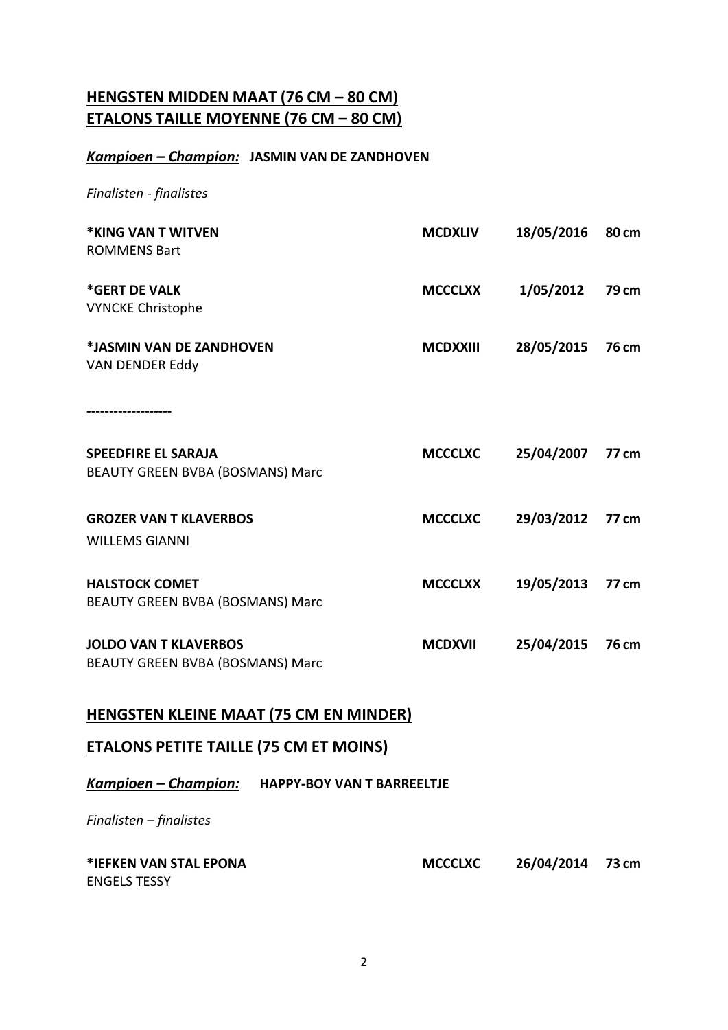## HENGSTEN MIDDEN MAAT (76 CM – 80 CM)
## ETALONS TAILLE MOYENNE (76 CM – 80 CM)

***Kampioen – Champion:*** **JASMIN VAN DE ZANDHOVEN**

*Finalisten - finalistes*

| | | | |
|---|---|---|---|
| **\*KING VAN T WITVEN**<br>ROMMENS Bart | **MCDXLIV** | **18/05/2016** | **80 cm** |
| **\*GERT DE VALK**<br>VYNCKE Christophe | **MCCCLXX** | **1/05/2012** | **79 cm** |
| **\*JASMIN VAN DE ZANDHOVEN**<br>VAN DENDER Eddy | **MCDXXIII** | **28/05/2015** | **76 cm** |

-------------------

| | | | |
|---|---|---|---|
| **SPEEDFIRE EL SARAJA**<br>BEAUTY GREEN BVBA (BOSMANS) Marc | **MCCCLXC** | **25/04/2007** | **77 cm** |
| **GROZER VAN T KLAVERBOS**<br>WILLEMS GIANNI | **MCCCLXC** | **29/03/2012** | **77 cm** |
| **HALSTOCK COMET**<br>BEAUTY GREEN BVBA (BOSMANS) Marc | **MCCCLXX** | **19/05/2013** | **77 cm** |
| **JOLDO VAN T KLAVERBOS**<br>BEAUTY GREEN BVBA (BOSMANS) Marc | **MCDXVII** | **25/04/2015** | **76 cm** |

## HENGSTEN KLEINE MAAT (75 CM EN MINDER)

## ETALONS PETITE TAILLE (75 CM ET MOINS)

***Kampioen – Champion:*** **HAPPY-BOY VAN T BARREELTJE**

*Finalisten – finalistes*

| | | | |
|---|---|---|---|
| **\*IEFKEN VAN STAL EPONA**<br>ENGELS TESSY | **MCCCLXC** | **26/04/2014** | **73 cm** |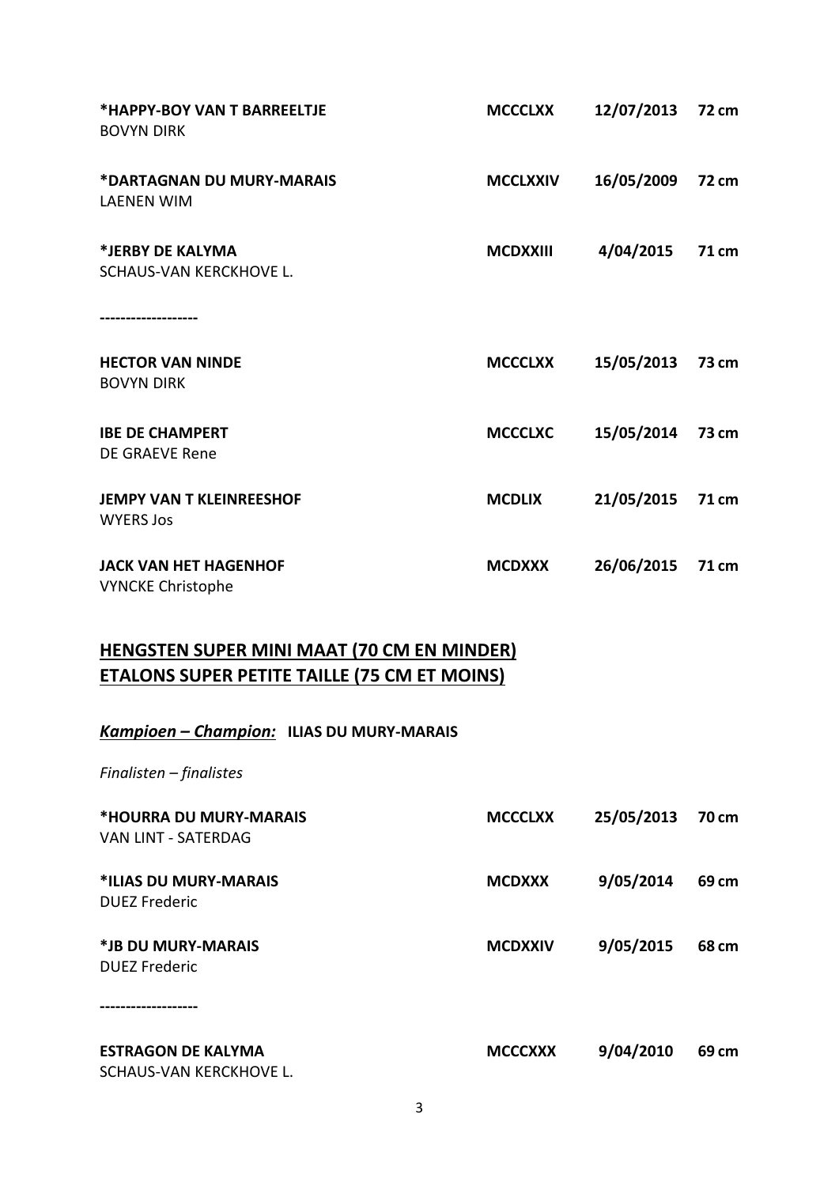| | | | |
|---|---|---|---|
| **\*HAPPY-BOY VAN T BARREELTJE**<br>BOVYN DIRK | **MCCCLXX** | **12/07/2013** | **72 cm** |
| **\*DARTAGNAN DU MURY-MARAIS**<br>LAENEN WIM | **MCCLXXIV** | **16/05/2009** | **72 cm** |
| **\*JERBY DE KALYMA**<br>SCHAUS-VAN KERCKHOVE L. | **MCDXXIII** | **4/04/2015** | **71 cm** |

-------------------

| | | | |
|---|---|---|---|
| **HECTOR VAN NINDE**<br>BOVYN DIRK | **MCCCLXX** | **15/05/2013** | **73 cm** |
| **IBE DE CHAMPERT**<br>DE GRAEVE Rene | **MCCCLXC** | **15/05/2014** | **73 cm** |
| **JEMPY VAN T KLEINREESHOF**<br>WYERS Jos | **MCDLIX** | **21/05/2015** | **71 cm** |
| **JACK VAN HET HAGENHOF**<br>VYNCKE Christophe | **MCDXXX** | **26/06/2015** | **71 cm** |

## HENGSTEN SUPER MINI MAAT (70 CM EN MINDER)
## ETALONS SUPER PETITE TAILLE (75 CM ET MOINS)

***Kampioen – Champion:*** **ILIAS DU MURY-MARAIS**

*Finalisten – finalistes*

| | | | |
|---|---|---|---|
| **\*HOURRA DU MURY-MARAIS**<br>VAN LINT - SATERDAG | **MCCCLXX** | **25/05/2013** | **70 cm** |
| **\*ILIAS DU MURY-MARAIS**<br>DUEZ Frederic | **MCDXXX** | **9/05/2014** | **69 cm** |
| **\*JB DU MURY-MARAIS**<br>DUEZ Frederic | **MCDXXIV** | **9/05/2015** | **68 cm** |

-------------------

| | | | |
|---|---|---|---|
| **ESTRAGON DE KALYMA**<br>SCHAUS-VAN KERCKHOVE L. | **MCCCXXX** | **9/04/2010** | **69 cm** |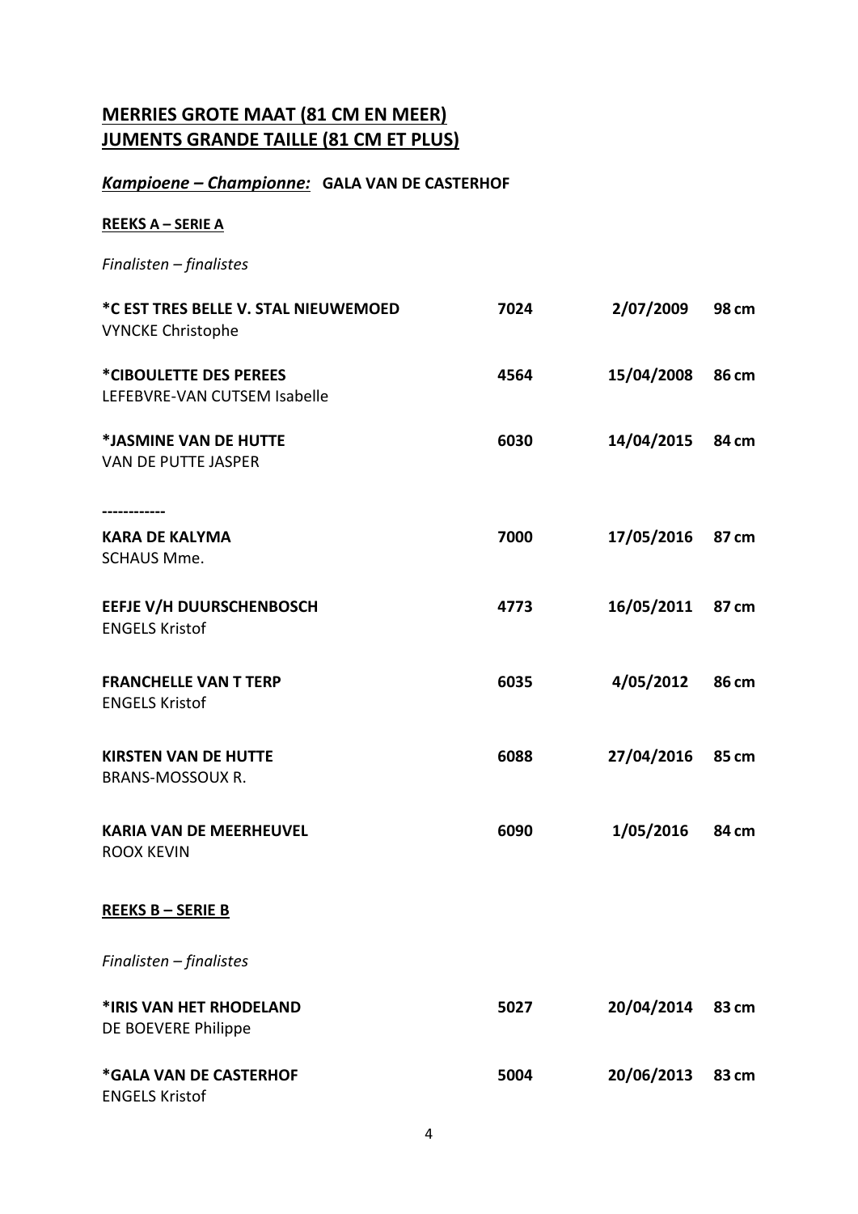## MERRIES GROTE MAAT (81 CM EN MEER)
## JUMENTS GRANDE TAILLE (81 CM ET PLUS)

***Kampioene – Championne:*** **GALA VAN DE CASTERHOF**

**REEKS A – SERIE A**

*Finalisten – finalistes*

| | | | |
|---|---|---|---|
| **\*C EST TRES BELLE V. STAL NIEUWEMOED**<br>VYNCKE Christophe | **7024** | **2/07/2009** | **98 cm** |
| **\*CIBOULETTE DES PEREES**<br>LEFEBVRE-VAN CUTSEM Isabelle | **4564** | **15/04/2008** | **86 cm** |
| **\*JASMINE VAN DE HUTTE**<br>VAN DE PUTTE JASPER | **6030** | **14/04/2015** | **84 cm** |

\------------

| | | | |
|---|---|---|---|
| **KARA DE KALYMA**<br>SCHAUS Mme. | **7000** | **17/05/2016** | **87 cm** |
| **EEFJE V/H DUURSCHENBOSCH**<br>ENGELS Kristof | **4773** | **16/05/2011** | **87 cm** |
| **FRANCHELLE VAN T TERP**<br>ENGELS Kristof | **6035** | **4/05/2012** | **86 cm** |
| **KIRSTEN VAN DE HUTTE**<br>BRANS-MOSSOUX R. | **6088** | **27/04/2016** | **85 cm** |
| **KARIA VAN DE MEERHEUVEL**<br>ROOX KEVIN | **6090** | **1/05/2016** | **84 cm** |

**REEKS B – SERIE B**

*Finalisten – finalistes*

| | | | |
|---|---|---|---|
| **\*IRIS VAN HET RHODELAND**<br>DE BOEVERE Philippe | **5027** | **20/04/2014** | **83 cm** |
| **\*GALA VAN DE CASTERHOF**<br>ENGELS Kristof | **5004** | **20/06/2013** | **83 cm** |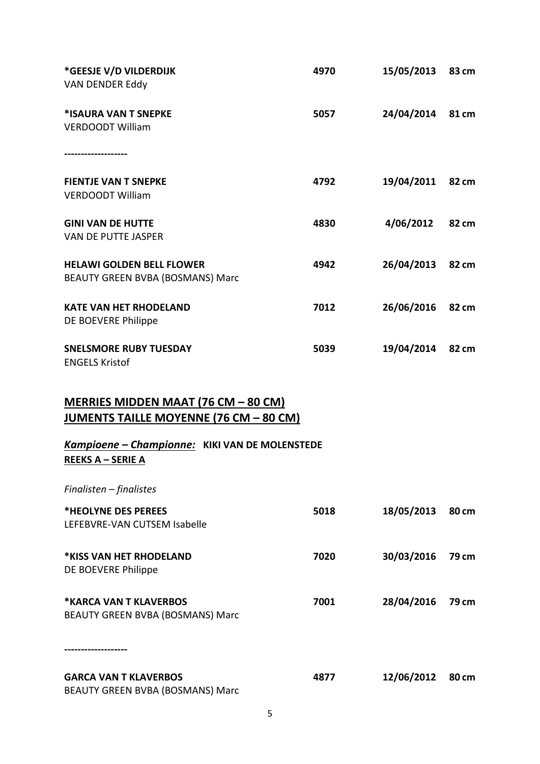**\*GEESJE V/D VILDERDIJK** **4970** **15/05/2013** **83 cm**
VAN DENDER Eddy

**\*ISAURA VAN T SNEPKE** **5057** **24/04/2014** **81 cm**
VERDOODT William

------------------

**FIENTJE VAN T SNEPKE** **4792** **19/04/2011** **82 cm**
VERDOODT William

**GINI VAN DE HUTTE** **4830** **4/06/2012** **82 cm**
VAN DE PUTTE JASPER

**HELAWI GOLDEN BELL FLOWER** **4942** **26/04/2013** **82 cm**
BEAUTY GREEN BVBA (BOSMANS) Marc

**KATE VAN HET RHODELAND** **7012** **26/06/2016** **82 cm**
DE BOEVERE Philippe

**SNELSMORE RUBY TUESDAY** **5039** **19/04/2014** **82 cm**
ENGELS Kristof

## MERRIES MIDDEN MAAT (76 CM – 80 CM)
## JUMENTS TAILLE MOYENNE (76 CM – 80 CM)

***Kampioene – Championne:*** **KIKI VAN DE MOLENSTEDE**
**REEKS A – SERIE A**

*Finalisten – finalistes*

**\*HEOLYNE DES PEREES** **5018** **18/05/2013** **80 cm**
LEFEBVRE-VAN CUTSEM Isabelle

**\*KISS VAN HET RHODELAND** **7020** **30/03/2016** **79 cm**
DE BOEVERE Philippe

**\*KARCA VAN T KLAVERBOS** **7001** **28/04/2016** **79 cm**
BEAUTY GREEN BVBA (BOSMANS) Marc

------------------

**GARCA VAN T KLAVERBOS** **4877** **12/06/2012** **80 cm**
BEAUTY GREEN BVBA (BOSMANS) Marc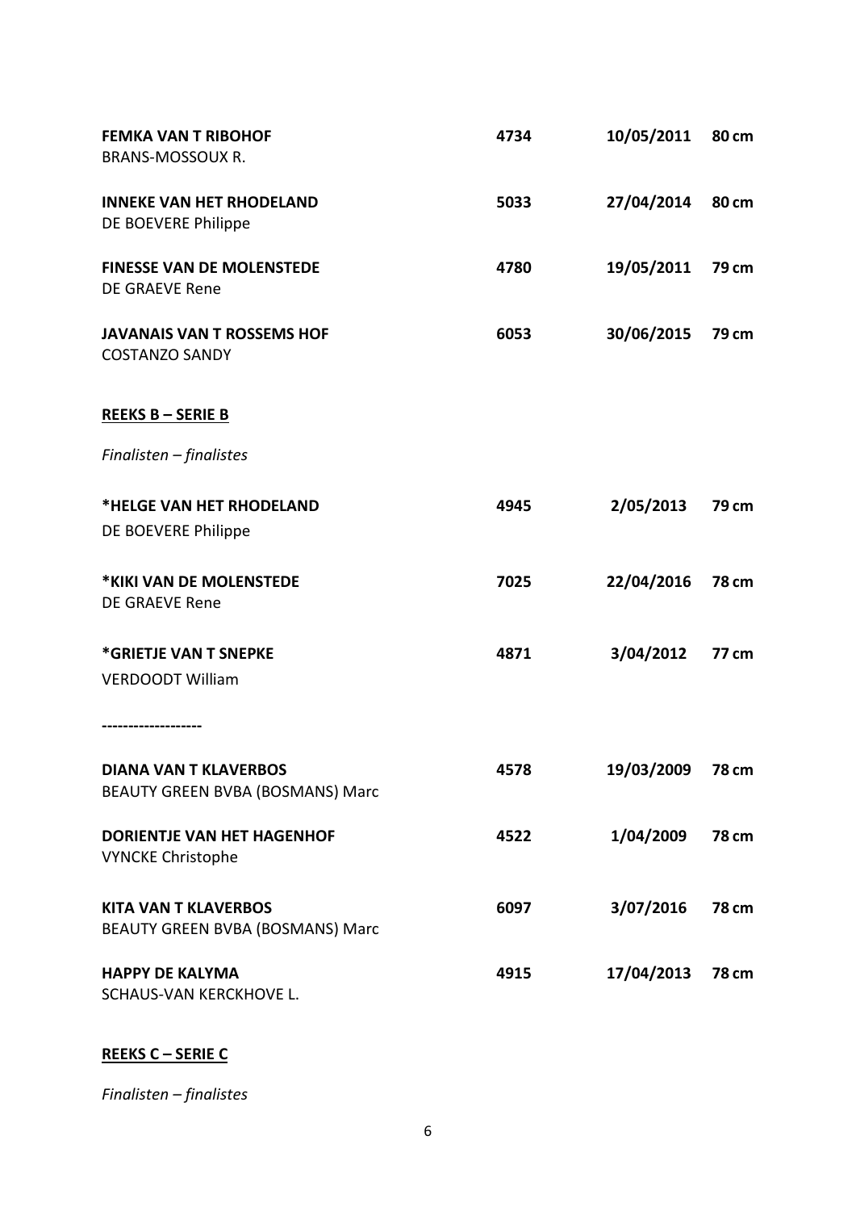| | | | |
|---|---|---|---|
| **FEMKA VAN T RIBOHOF**<br>BRANS-MOSSOUX R. | **4734** | **10/05/2011** | **80 cm** |
| **INNEKE VAN HET RHODELAND**<br>DE BOEVERE Philippe | **5033** | **27/04/2014** | **80 cm** |
| **FINESSE VAN DE MOLENSTEDE**<br>DE GRAEVE Rene | **4780** | **19/05/2011** | **79 cm** |
| **JAVANAIS VAN T ROSSEMS HOF**<br>COSTANZO SANDY | **6053** | **30/06/2015** | **79 cm** |

**REEKS B – SERIE B**

*Finalisten – finalistes*

| | | | |
|---|---|---|---|
| **\*HELGE VAN HET RHODELAND**<br>DE BOEVERE Philippe | **4945** | **2/05/2013** | **79 cm** |
| **\*KIKI VAN DE MOLENSTEDE**<br>DE GRAEVE Rene | **7025** | **22/04/2016** | **78 cm** |
| **\*GRIETJE VAN T SNEPKE**<br>VERDOODT William | **4871** | **3/04/2012** | **77 cm** |

-------------------

| | | | |
|---|---|---|---|
| **DIANA VAN T KLAVERBOS**<br>BEAUTY GREEN BVBA (BOSMANS) Marc | **4578** | **19/03/2009** | **78 cm** |
| **DORIENTJE VAN HET HAGENHOF**<br>VYNCKE Christophe | **4522** | **1/04/2009** | **78 cm** |
| **KITA VAN T KLAVERBOS**<br>BEAUTY GREEN BVBA (BOSMANS) Marc | **6097** | **3/07/2016** | **78 cm** |
| **HAPPY DE KALYMA**<br>SCHAUS-VAN KERCKHOVE L. | **4915** | **17/04/2013** | **78 cm** |

**REEKS C – SERIE C**

*Finalisten – finalistes*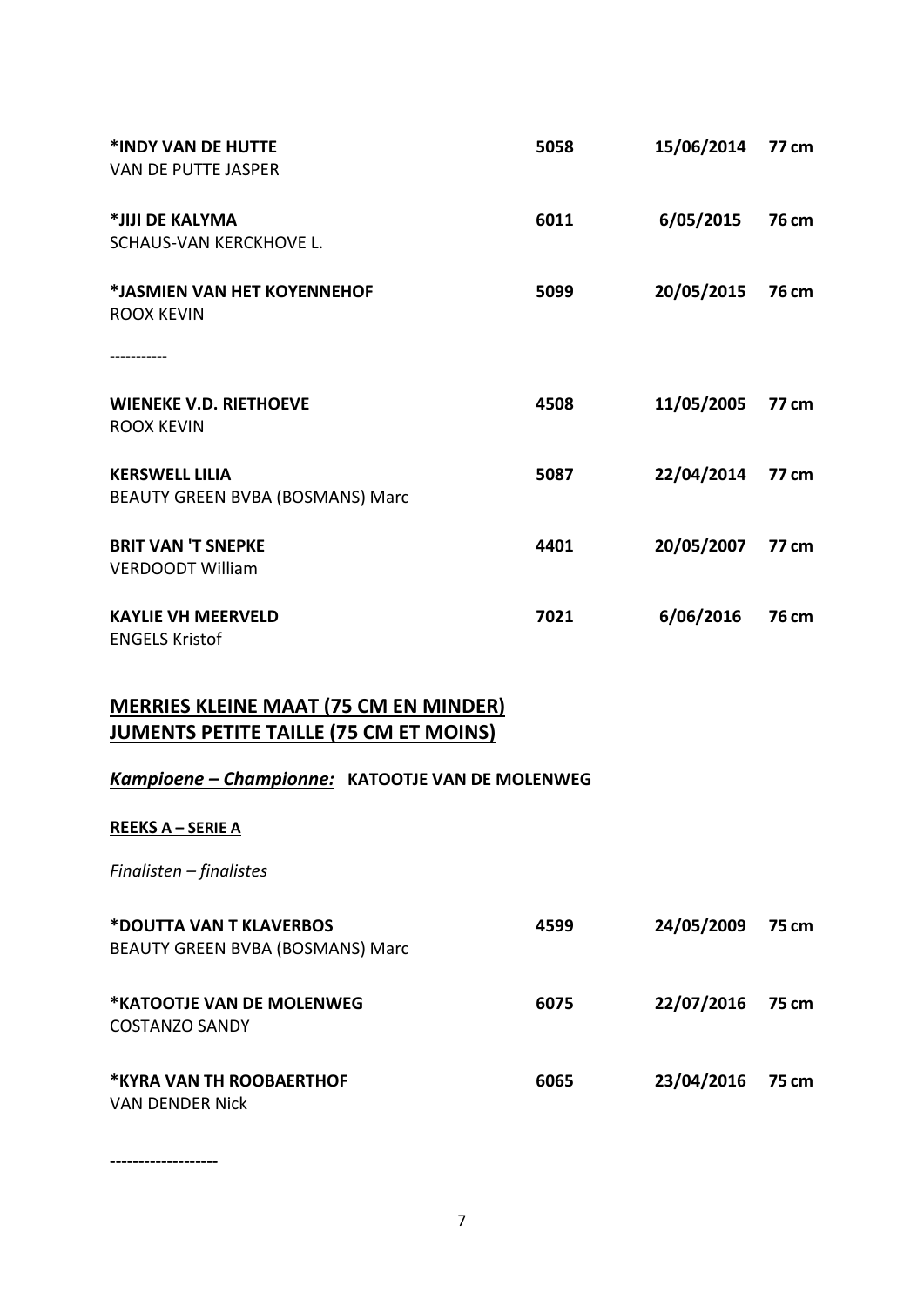**\*INDY VAN DE HUTTE** **5058** **15/06/2014** **77 cm**
VAN DE PUTTE JASPER

**\*JIJI DE KALYMA** **6011** **6/05/2015** **76 cm**
SCHAUS-VAN KERCKHOVE L.

**\*JASMIEN VAN HET KOYENNEHOF** **5099** **20/05/2015** **76 cm**
ROOX KEVIN

-----------

**WIENEKE V.D. RIETHOEVE** **4508** **11/05/2005** **77 cm**
ROOX KEVIN

**KERSWELL LILIA** **5087** **22/04/2014** **77 cm**
BEAUTY GREEN BVBA (BOSMANS) Marc

**BRIT VAN 'T SNEPKE** **4401** **20/05/2007** **77 cm**
VERDOODT William

**KAYLIE VH MEERVELD** **7021** **6/06/2016** **76 cm**
ENGELS Kristof

## <u>MERRIES KLEINE MAAT (75 CM EN MINDER)</u>
## <u>JUMENTS PETITE TAILLE (75 CM ET MOINS)</u>

***<u>Kampioene – Championne:</u>*** **KATOOTJE VAN DE MOLENWEG**

**<u>REEKS A – SERIE A</u>**

*Finalisten – finalistes*

**\*DOUTTA VAN T KLAVERBOS** **4599** **24/05/2009** **75 cm**
BEAUTY GREEN BVBA (BOSMANS) Marc

**\*KATOOTJE VAN DE MOLENWEG** **6075** **22/07/2016** **75 cm**
COSTANZO SANDY

**\*KYRA VAN TH ROOBAERTHOF** **6065** **23/04/2016** **75 cm**
VAN DENDER Nick

**-------------------**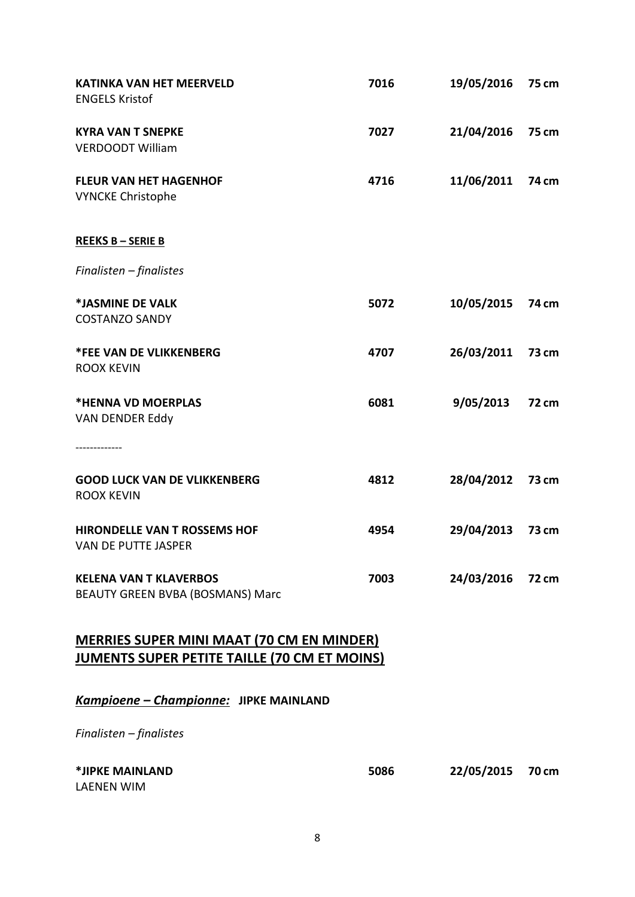| | | | |
|---|---|---|---|
| **KATINKA VAN HET MEERVELD**<br>ENGELS Kristof | **7016** | **19/05/2016** | **75 cm** |
| **KYRA VAN T SNEPKE**<br>VERDOODT William | **7027** | **21/04/2016** | **75 cm** |
| **FLEUR VAN HET HAGENHOF**<br>VYNCKE Christophe | **4716** | **11/06/2011** | **74 cm** |

**REEKS B – SERIE B**

*Finalisten – finalistes*

| | | | |
|---|---|---|---|
| **\*JASMINE DE VALK**<br>COSTANZO SANDY | **5072** | **10/05/2015** | **74 cm** |
| **\*FEE VAN DE VLIKKENBERG**<br>ROOX KEVIN | **4707** | **26/03/2011** | **73 cm** |
| **\*HENNA VD MOERPLAS**<br>VAN DENDER Eddy | **6081** | **9/05/2013** | **72 cm** |

-------------

| | | | |
|---|---|---|---|
| **GOOD LUCK VAN DE VLIKKENBERG**<br>ROOX KEVIN | **4812** | **28/04/2012** | **73 cm** |
| **HIRONDELLE VAN T ROSSEMS HOF**<br>VAN DE PUTTE JASPER | **4954** | **29/04/2013** | **73 cm** |
| **KELENA VAN T KLAVERBOS**<br>BEAUTY GREEN BVBA (BOSMANS) Marc | **7003** | **24/03/2016** | **72 cm** |

## MERRIES SUPER MINI MAAT (70 CM EN MINDER)
## JUMENTS SUPER PETITE TAILLE (70 CM ET MOINS)

***Kampioene – Championne:*** **JIPKE MAINLAND**

*Finalisten – finalistes*

| | | | |
|---|---|---|---|
| **\*JIPKE MAINLAND**<br>LAENEN WIM | **5086** | **22/05/2015** | **70 cm** |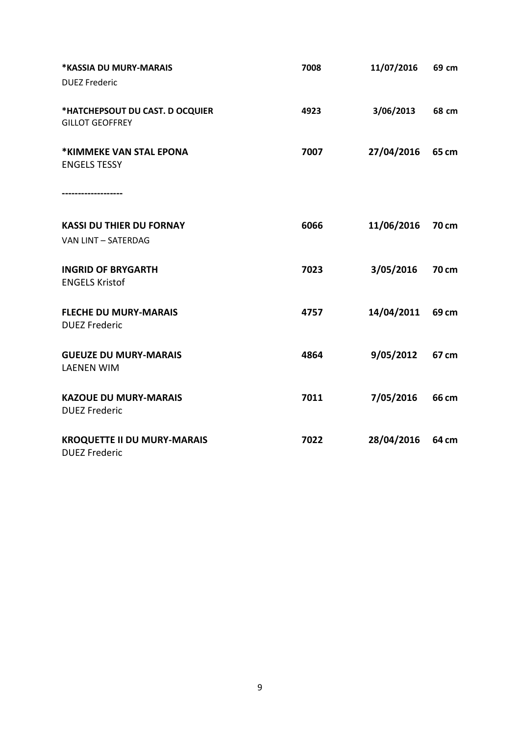| | | | |
|---|---|---|---|
| **\*KASSIA DU MURY-MARAIS**<br>DUEZ Frederic | **7008** | **11/07/2016** | **69 cm** |
| **\*HATCHEPSOUT DU CAST. D OCQUIER**<br>GILLOT GEOFFREY | **4923** | **3/06/2013** | **68 cm** |
| **\*KIMMEKE VAN STAL EPONA**<br>ENGELS TESSY | **7007** | **27/04/2016** | **65 cm** |

-------------------

| | | | |
|---|---|---|---|
| **KASSI DU THIER DU FORNAY**<br>VAN LINT – SATERDAG | **6066** | **11/06/2016** | **70 cm** |
| **INGRID OF BRYGARTH**<br>ENGELS Kristof | **7023** | **3/05/2016** | **70 cm** |
| **FLECHE DU MURY-MARAIS**<br>DUEZ Frederic | **4757** | **14/04/2011** | **69 cm** |
| **GUEUZE DU MURY-MARAIS**<br>LAENEN WIM | **4864** | **9/05/2012** | **67 cm** |
| **KAZOUE DU MURY-MARAIS**<br>DUEZ Frederic | **7011** | **7/05/2016** | **66 cm** |
| **KROQUETTE II DU MURY-MARAIS**<br>DUEZ Frederic | **7022** | **28/04/2016** | **64 cm** |